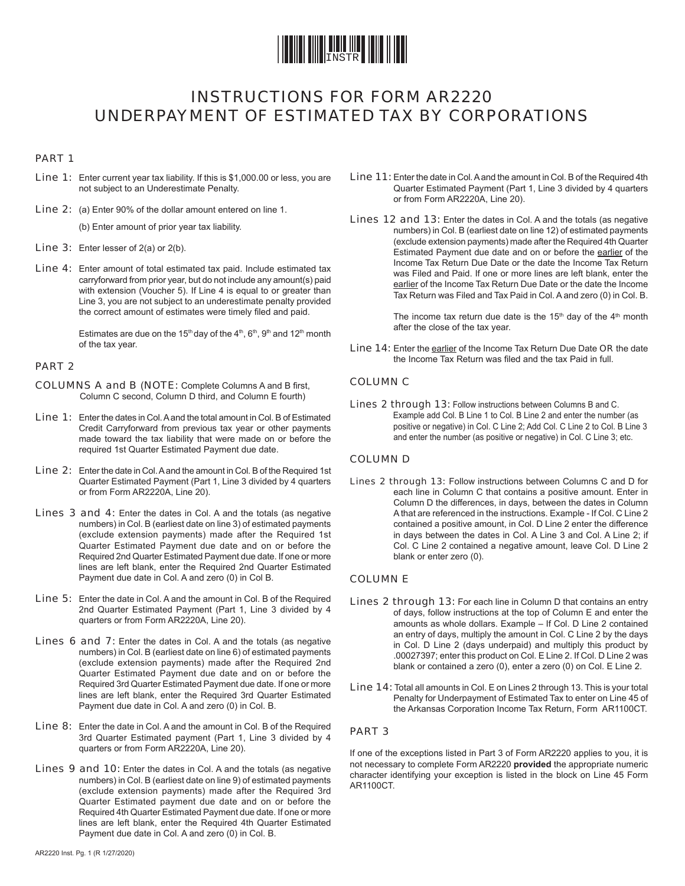# INSTRUCTIONS FOR FORM AR2220
# UNDERPAYMENT OF ESTIMATED TAX BY CORPORATIONS

## PART 1

**Line 1:** Enter current year tax liability. If this is $1,000.00 or less, you are not subject to an Underestimate Penalty.

**Line 2:** (a) Enter 90% of the dollar amount entered on line 1.

(b) Enter amount of prior year tax liability.

**Line 3:** Enter lesser of 2(a) or 2(b).

**Line 4:** Enter amount of total estimated tax paid. Include estimated tax carryforward from prior year, but do not include any amount(s) paid with extension (Voucher 5). If Line 4 is equal to or greater than Line 3, you are not subject to an underestimate penalty provided the correct amount of estimates were timely filed and paid.

Estimates are due on the 15th day of the 4th, 6th, 9th and 12th month of the tax year.

## PART 2

### COLUMNS A and B (NOTE: Complete Columns A and B first, Column C second, Column D third, and Column E fourth)

**Line 1:** Enter the dates in Col. A and the total amount in Col. B of Estimated Credit Carryforward from previous tax year or other payments made toward the tax liability that were made on or before the required 1st Quarter Estimated Payment due date.

**Line 2:** Enter the date in Col. A and the amount in Col. B of the Required 1st Quarter Estimated Payment (Part 1, Line 3 divided by 4 quarters or from Form AR2220A, Line 20).

**Lines 3 and 4:** Enter the dates in Col. A and the totals (as negative numbers) in Col. B (earliest date on line 3) of estimated payments (exclude extension payments) made after the Required 1st Quarter Estimated Payment due date and on or before the Required 2nd Quarter Estimated Payment due date. If one or more lines are left blank, enter the Required 2nd Quarter Estimated Payment due date in Col. A and zero (0) in Col B.

**Line 5:** Enter the date in Col. A and the amount in Col. B of the Required 2nd Quarter Estimated Payment (Part 1, Line 3 divided by 4 quarters or from Form AR2220A, Line 20).

**Lines 6 and 7:** Enter the dates in Col. A and the totals (as negative numbers) in Col. B (earliest date on line 6) of estimated payments (exclude extension payments) made after the Required 2nd Quarter Estimated Payment due date and on or before the Required 3rd Quarter Estimated Payment due date. If one or more lines are left blank, enter the Required 3rd Quarter Estimated Payment due date in Col. A and zero (0) in Col. B.

**Line 8:** Enter the date in Col. A and the amount in Col. B of the Required 3rd Quarter Estimated payment (Part 1, Line 3 divided by 4 quarters or from Form AR2220A, Line 20).

**Lines 9 and 10:** Enter the dates in Col. A and the totals (as negative numbers) in Col. B (earliest date on line 9) of estimated payments (exclude extension payments) made after the Required 3rd Quarter Estimated payment due date and on or before the Required 4th Quarter Estimated Payment due date. If one or more lines are left blank, enter the Required 4th Quarter Estimated Payment due date in Col. A and zero (0) in Col. B.

**Line 11:** Enter the date in Col. A and the amount in Col. B of the Required 4th Quarter Estimated Payment (Part 1, Line 3 divided by 4 quarters or from Form AR2220A, Line 20).

**Lines 12 and 13:** Enter the dates in Col. A and the totals (as negative numbers) in Col. B (earliest date on line 12) of estimated payments (exclude extension payments) made after the Required 4th Quarter Estimated Payment due date and on or before the earlier of the Income Tax Return Due Date or the date the Income Tax Return was Filed and Paid. If one or more lines are left blank, enter the earlier of the Income Tax Return Due Date or the date the Income Tax Return was Filed and Tax Paid in Col. A and zero (0) in Col. B.

The income tax return due date is the 15th day of the 4th month after the close of the tax year.

**Line 14:** Enter the earlier of the Income Tax Return Due Date OR the date the Income Tax Return was filed and the tax Paid in full.

### COLUMN C

**Lines 2 through 13:** Follow instructions between Columns B and C. Example add Col. B Line 1 to Col. B Line 2 and enter the number (as positive or negative) in Col. C Line 2; Add Col. C Line 2 to Col. B Line 3 and enter the number (as positive or negative) in Col. C Line 3; etc.

### COLUMN D

**Lines 2 through 13:** Follow instructions between Columns C and D for each line in Column C that contains a positive amount. Enter in Column D the differences, in days, between the dates in Column A that are referenced in the instructions. Example - If Col. C Line 2 contained a positive amount, in Col. D Line 2 enter the difference in days between the dates in Col. A Line 3 and Col. A Line 2; if Col. C Line 2 contained a negative amount, leave Col. D Line 2 blank or enter zero (0).

### COLUMN E

**Lines 2 through 13:** For each line in Column D that contains an entry of days, follow instructions at the top of Column E and enter the amounts as whole dollars. Example – If Col. D Line 2 contained an entry of days, multiply the amount in Col. C Line 2 by the days in Col. D Line 2 (days underpaid) and multiply this product by .00027397; enter this product on Col. E Line 2. If Col. D Line 2 was blank or contained a zero (0), enter a zero (0) on Col. E Line 2.

**Line 14:** Total all amounts in Col. E on Lines 2 through 13. This is your total Penalty for Underpayment of Estimated Tax to enter on Line 45 of the Arkansas Corporation Income Tax Return, Form AR1100CT.

## PART 3

If one of the exceptions listed in Part 3 of Form AR2220 applies to you, it is not necessary to complete Form AR2220 **provided** the appropriate numeric character identifying your exception is listed in the block on Line 45 Form AR1100CT.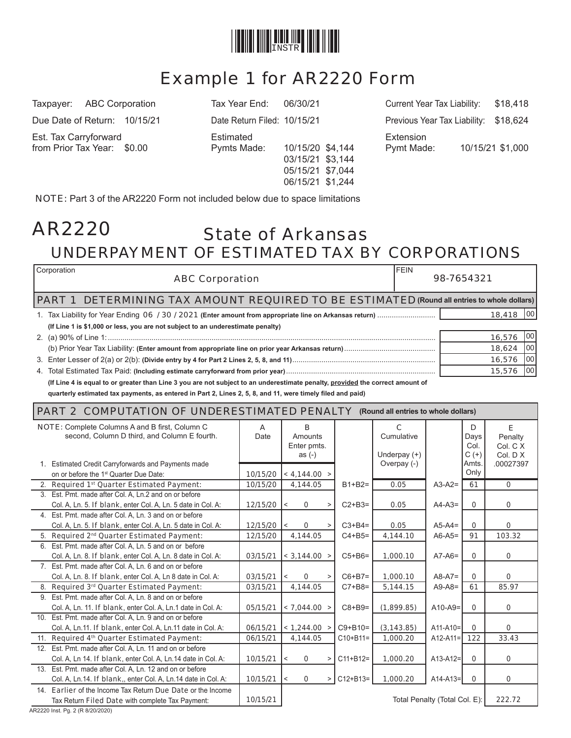# Example 1 for AR2220 Form

| | | | | | |
|---|---|---|---|---|---|
| Taxpayer: | ABC Corporation | Tax Year End: | 06/30/21 | Current Year Tax Liability: | $18,418 |
| Due Date of Return: | 10/15/21 | Date Return Filed: | 10/15/21 | Previous Year Tax Liability: | $18,624 |
| Est. Tax Carryforward from Prior Tax Year: | $0.00 | Estimated Pymts Made: | 10/15/20 $4,144<br>03/15/21 $3,144<br>05/15/21 $7,044<br>06/15/21 $1,244 | Extension Pymt Made: | 10/15/21 $1,000 |

NOTE: Part 3 of the AR2220 Form not included below due to space limitations

# AR2220 State of Arkansas

## UNDERPAYMENT OF ESTIMATED TAX BY CORPORATIONS

| Corporation | FEIN |
|---|---|
| ABC Corporation | 98-7654321 |

## PART 1 DETERMINING TAX AMOUNT REQUIRED TO BE ESTIMATED (Round all entries to whole dollars)

| | |
|---|---|
| 1. Tax Liability for Year Ending 06 / 30 / 2021 **(Enter amount from appropriate line on Arkansas return)** | 18,418 00 |
| **(If Line 1 is $1,000 or less, you are not subject to an underestimate penalty)** | |
| 2. (a) 90% of Line 1: | 16,576 00 |
| (b) Prior Year Tax Liability: **(Enter amount from appropriate line on prior year Arkansas return)** | 18,624 00 |
| 3. Enter Lesser of 2(a) or 2(b): **(Divide entry by 4 for Part 2 Lines 2, 5, 8, and 11)** | 16,576 00 |
| 4. Total Estimated Tax Paid: **(Including estimate carryforward from prior year)** | 15,576 00 |

**(If Line 4 is equal to or greater than Line 3 you are not subject to an underestimate penalty, provided the correct amount of quarterly estimated tax payments, as entered in Part 2, Lines 2, 5, 8, and 11, were timely filed and paid)**

## PART 2 COMPUTATION OF UNDERESTIMATED PENALTY (Round all entries to whole dollars)

| NOTE: Complete Columns A and B first, Column C second, Column D third, and Column E fourth. | A Date | B Amounts Enter pmts. as (-) | | C Cumulative Underpay (+) Overpay (-) | | D Days Col. C (+) Amts. Only | E Penalty Col. C X Col. D X .00027397 |
|---|---|---|---|---|---|---|---|
| 1. Estimated Credit Carryforwards and Payments made on or before the 1st Quarter Due Date: | 10/15/20 | < 4,144.00 > | | | | | |
| 2. Required 1st Quarter Estimated Payment: | 10/15/20 | 4,144.05 | B1+B2= | 0.05 | A3-A2= | 61 | 0 |
| 3. Est. Pmt. made after Col. A, Ln.2 and on or before Col. A, Ln. 5. If blank, enter Col. A, Ln. 5 date in Col. A: | 12/15/20 | < 0 > | C2+B3= | 0.05 | A4-A3= | 0 | 0 |
| 4. Est. Pmt. made after Col. A, Ln. 3 and on or before Col. A, Ln. 5. If blank, enter Col. A, Ln. 5 date in Col. A: | 12/15/20 | < 0 > | C3+B4= | 0.05 | A5-A4= | 0 | 0 |
| 5. Required 2nd Quarter Estimated Payment: | 12/15/20 | 4,144.05 | C4+B5= | 4,144.10 | A6-A5= | 91 | 103.32 |
| 6. Est. Pmt. made after Col. A, Ln. 5 and on or before Col. A, Ln. 8. If blank, enter Col. A, Ln. 8 date in Col. A: | 03/15/21 | < 3,144.00 > | C5+B6= | 1,000.10 | A7-A6= | 0 | 0 |
| 7. Est. Pmt. made after Col. A, Ln. 6 and on or before Col. A, Ln. 8. If blank, enter Col. A, Ln 8 date in Col. A: | 03/15/21 | < 0 > | C6+B7= | 1,000.10 | A8-A7= | 0 | 0 |
| 8. Required 3rd Quarter Estimated Payment: | 03/15/21 | 4,144.05 | C7+B8= | 5,144.15 | A9-A8= | 61 | 85.97 |
| 9. Est. Pmt. made after Col. A, Ln. 8 and on or before Col. A, Ln. 11. If blank, enter Col. A, Ln.1 date in Col. A: | 05/15/21 | < 7,044.00 > | C8+B9= | (1,899.85) | A10-A9= | 0 | 0 |
| 10. Est. Pmt. made after Col. A, Ln. 9 and on or before Col. A, Ln.11. If blank, enter Col. A, Ln.11 date in Col. A: | 06/15/21 | < 1,244.00 > | C9+B10= | (3,143.85) | A11-A10= | 0 | 0 |
| 11. Required 4th Quarter Estimated Payment: | 06/15/21 | 4,144.05 | C10+B11= | 1,000.20 | A12-A11= | 122 | 33.43 |
| 12. Est. Pmt. made after Col. A, Ln. 11 and on or before Col. A, Ln 14. If blank, enter Col. A, Ln.14 date in Col. A: | 10/15/21 | < 0 > | C11+B12= | 1,000.20 | A13-A12= | 0 | 0 |
| 13. Est. Pmt. made after Col. A, Ln. 12 and on or before Col. A, Ln.14. If blank,, enter Col. A, Ln.14 date in Col. A: | 10/15/21 | < 0 > | C12+B13= | 1,000.20 | A14-A13= | 0 | 0 |
| 14. Earlier of the Income Tax Return Due Date or the Income Tax Return Filed Date with complete Tax Payment: | 10/15/21 | | | Total Penalty (Total Col. E): | | | 222.72 |

AR2220 Inst. Pg. 2 (R 8/20/2020)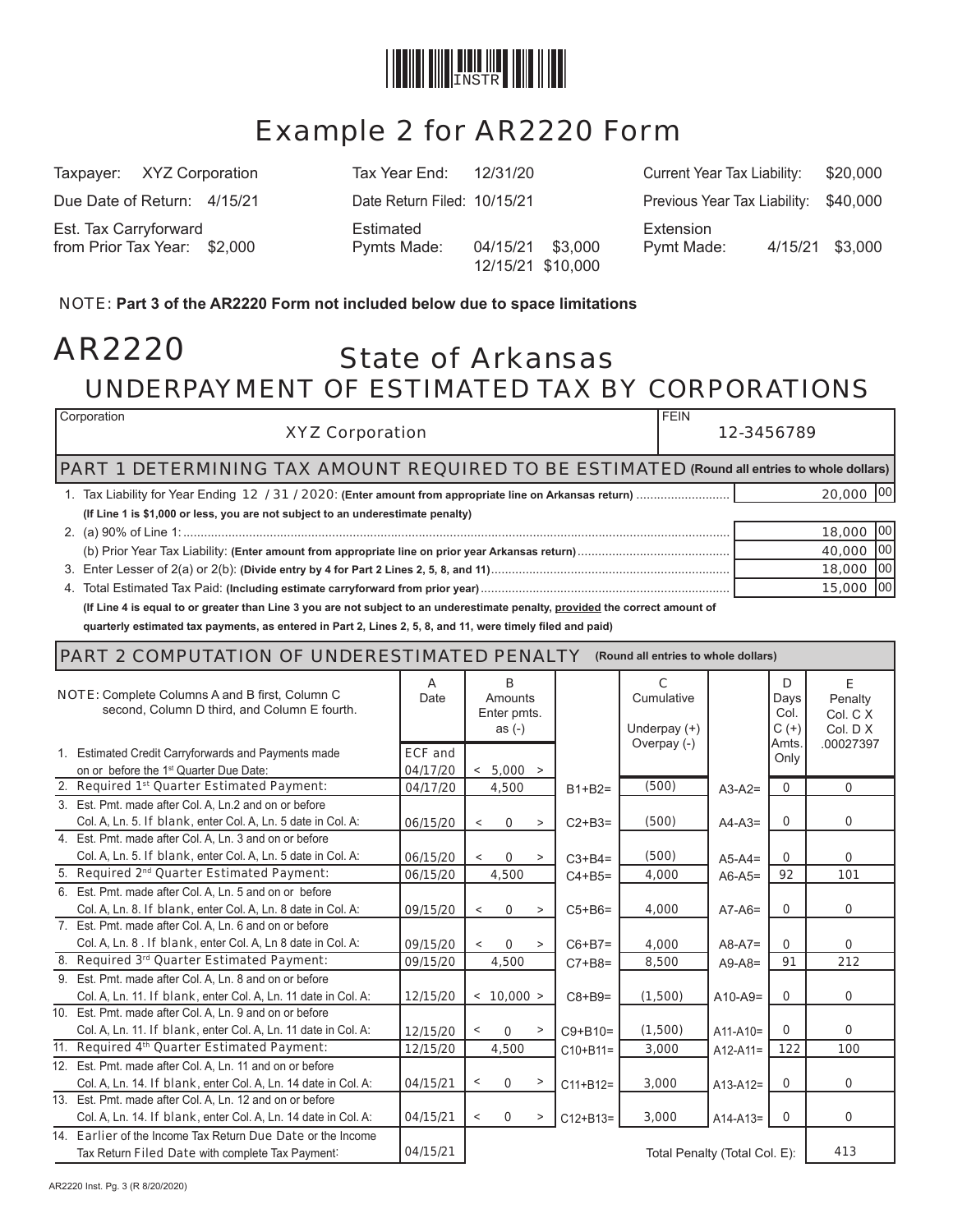# Example 2 for AR2220 Form

| | | | | | |
|---|---|---|---|---|---|
| Taxpayer: | XYZ Corporation | Tax Year End: | 12/31/20 | Current Year Tax Liability: | $20,000 |
| Due Date of Return: | 4/15/21 | Date Return Filed: | 10/15/21 | Previous Year Tax Liability: | $40,000 |
| Est. Tax Carryforward from Prior Tax Year: | $2,000 | Estimated Pymts Made: | 04/15/21 $3,000<br>12/15/21 $10,000 | Extension Pymt Made: | 4/15/21 $3,000 |

NOTE: **Part 3 of the AR2220 Form not included below due to space limitations**

# AR2220

## State of Arkansas
## UNDERPAYMENT OF ESTIMATED TAX BY CORPORATIONS

| Corporation | FEIN |
|---|---|
| XYZ Corporation | 12-3456789 |

### PART 1 DETERMINING TAX AMOUNT REQUIRED TO BE ESTIMATED (Round all entries to whole dollars)

| | |
|---|---|
| 1. Tax Liability for Year Ending 12 / 31 / 2020: **(Enter amount from appropriate line on Arkansas return)** | 20,000 00 |
| **(If Line 1 is $1,000 or less, you are not subject to an underestimate penalty)** | |
| 2. (a) 90% of Line 1: | 18,000 00 |
| (b) Prior Year Tax Liability: **(Enter amount from appropriate line on prior year Arkansas return)** | 40,000 00 |
| 3. Enter Lesser of 2(a) or 2(b): **(Divide entry by 4 for Part 2 Lines 2, 5, 8, and 11)** | 18,000 00 |
| 4. Total Estimated Tax Paid: **(Including estimate carryforward from prior year)** | 15,000 00 |

**(If Line 4 is equal to or greater than Line 3 you are not subject to an underestimate penalty, provided the correct amount of quarterly estimated tax payments, as entered in Part 2, Lines 2, 5, 8, and 11, were timely filed and paid)**

### PART 2 COMPUTATION OF UNDERESTIMATED PENALTY (Round all entries to whole dollars)

NOTE: Complete Columns A and B first, Column C second, Column D third, and Column E fourth.

| | A Date | B Amounts Enter pmts. as (-) | | C Cumulative Underpay (+) Overpay (-) | | D Days Col. C (+) Amts. Only | E Penalty Col. C X Col. D X .00027397 |
|---|---|---|---|---|---|---|---|
| 1. Estimated Credit Carryforwards and Payments made on or before the 1st Quarter Due Date: | ECF and 04/17/20 | < 5,000 > | | | | | |
| 2. Required 1st Quarter Estimated Payment: | 04/17/20 | 4,500 | B1+B2= | (500) | A3-A2= | 0 | 0 |
| 3. Est. Pmt. made after Col. A, Ln.2 and on or before Col. A, Ln. 5. If blank, enter Col. A, Ln. 5 date in Col. A: | 06/15/20 | < 0 > | C2+B3= | (500) | A4-A3= | 0 | 0 |
| 4. Est. Pmt. made after Col. A, Ln. 3 and on or before Col. A, Ln. 5. If blank, enter Col. A, Ln. 5 date in Col. A: | 06/15/20 | < 0 > | C3+B4= | (500) | A5-A4= | 0 | 0 |
| 5. Required 2nd Quarter Estimated Payment: | 06/15/20 | 4,500 | C4+B5= | 4,000 | A6-A5= | 92 | 101 |
| 6. Est. Pmt. made after Col. A, Ln. 5 and on or before Col. A, Ln. 8. If blank, enter Col. A, Ln. 8 date in Col. A: | 09/15/20 | < 0 > | C5+B6= | 4,000 | A7-A6= | 0 | 0 |
| 7. Est. Pmt. made after Col. A, Ln. 6 and on or before Col. A, Ln. 8 . If blank, enter Col. A, Ln 8 date in Col. A: | 09/15/20 | < 0 > | C6+B7= | 4,000 | A8-A7= | 0 | 0 |
| 8. Required 3rd Quarter Estimated Payment: | 09/15/20 | 4,500 | C7+B8= | 8,500 | A9-A8= | 91 | 212 |
| 9. Est. Pmt. made after Col. A, Ln. 8 and on or before Col. A, Ln. 11. If blank, enter Col. A, Ln. 11 date in Col. A: | 12/15/20 | < 10,000 > | C8+B9= | (1,500) | A10-A9= | 0 | 0 |
| 10. Est. Pmt. made after Col. A, Ln. 9 and on or before Col. A, Ln. 11. If blank, enter Col. A, Ln. 11 date in Col. A: | 12/15/20 | < 0 > | C9+B10= | (1,500) | A11-A10= | 0 | 0 |
| 11. Required 4th Quarter Estimated Payment: | 12/15/20 | 4,500 | C10+B11= | 3,000 | A12-A11= | 122 | 100 |
| 12. Est. Pmt. made after Col. A, Ln. 11 and on or before Col. A, Ln. 14. If blank, enter Col. A, Ln. 14 date in Col. A: | 04/15/21 | < 0 > | C11+B12= | 3,000 | A13-A12= | 0 | 0 |
| 13. Est. Pmt. made after Col. A, Ln. 12 and on or before Col. A, Ln. 14. If blank, enter Col. A, Ln. 14 date in Col. A: | 04/15/21 | < 0 > | C12+B13= | 3,000 | A14-A13= | 0 | 0 |
| 14. Earlier of the Income Tax Return Due Date or the Income Tax Return Filed Date with complete Tax Payment: | 04/15/21 | | | Total Penalty (Total Col. E): | | | 413 |